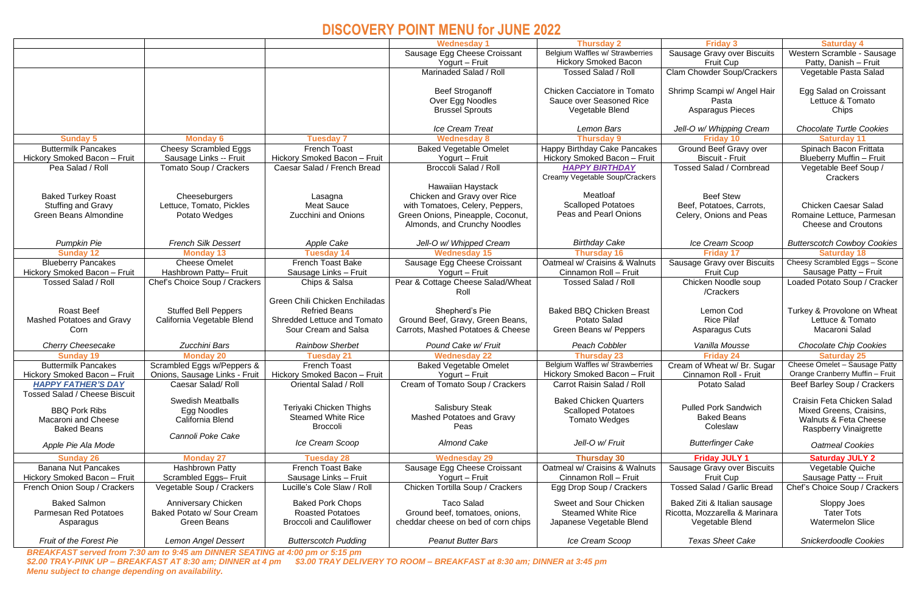# DISCOVERY POINT MENU for JUNE 2022

| | | | Wednesday 1 | Thursday 2 | Friday 3 | Saturday 4 |
|---|---|---|---|---|---|---|
| | | | Sausage Egg Cheese Croissant<br>Yogurt – Fruit | Belgium Waffles w/ Strawberries<br>Hickory Smoked Bacon | Sausage Gravy over Biscuits<br>Fruit Cup | Western Scramble - Sausage Patty, Danish – Fruit |
| | | | Marinaded Salad / Roll<br><br>Beef Stroganoff<br>Over Egg Noodles<br>Brussel Sprouts<br><br>*Ice Cream Treat* | Tossed Salad / Roll<br><br>Chicken Cacciatore in Tomato Sauce over Seasoned Rice<br>Vegetable Blend<br><br>*Lemon Bars* | Clam Chowder Soup/Crackers<br><br>Shrimp Scampi w/ Angel Hair Pasta<br>Asparagus Pieces<br><br>*Jell-O w/ Whipping Cream* | Vegetable Pasta Salad<br><br>Egg Salad on Croissant<br>Lettuce & Tomato<br>Chips<br><br>*Chocolate Turtle Cookies* |
| **Sunday 5** | **Monday 6** | **Tuesday 7** | **Wednesday 8** | **Thursday 9** | **Friday 10** | **Saturday 11** |
| Buttermilk Pancakes<br>Hickory Smoked Bacon – Fruit | Cheesy Scrambled Eggs<br>Sausage Links -- Fruit | French Toast<br>Hickory Smoked Bacon – Fruit | Baked Vegetable Omelet<br>Yogurt – Fruit | Happy Birthday Cake Pancakes<br>Hickory Smoked Bacon – Fruit | Ground Beef Gravy over Biscuit - Fruit | Spinach Bacon Frittata<br>Blueberry Muffin – Fruit |
| Pea Salad / Roll<br><br>Baked Turkey Roast<br>Stuffing and Gravy<br>Green Beans Almondine<br><br>*Pumpkin Pie* | Tomato Soup / Crackers<br><br>Cheeseburgers<br>Lettuce, Tomato, Pickles<br>Potato Wedges<br><br>*French Silk Dessert* | Caesar Salad / French Bread<br><br>Lasagna<br>Meat Sauce<br>Zucchini and Onions<br><br>*Apple Cake* | Broccoli Salad / Roll<br><br>Hawaiian Haystack<br>Chicken and Gravy over Rice with Tomatoes, Celery, Peppers, Green Onions, Pineapple, Coconut, Almonds, and Crunchy Noodles<br><br>*Jell-O w/ Whipped Cream* | ***HAPPY BIRTHDAY***<br>Creamy Vegetable Soup/Crackers<br><br>Meatloaf<br>Scalloped Potatoes<br>Peas and Pearl Onions<br><br>*Birthday Cake* | Tossed Salad / Cornbread<br><br>Beef Stew<br>Beef, Potatoes, Carrots, Celery, Onions and Peas<br><br>*Ice Cream Scoop* | Vegetable Beef Soup / Crackers<br><br>Chicken Caesar Salad<br>Romaine Lettuce, Parmesan Cheese and Croutons<br><br>*Butterscotch Cowboy Cookies* |
| **Sunday 12** | **Monday 13** | **Tuesday 14** | **Wednesday 15** | **Thursday 16** | **Friday 17** | **Saturday 18** |
| Blueberry Pancakes<br>Hickory Smoked Bacon – Fruit | Cheese Omelet<br>Hashbrown Patty– Fruit | French Toast Bake<br>Sausage Links – Fruit | Sausage Egg Cheese Croissant<br>Yogurt – Fruit | Oatmeal w/ Craisins & Walnuts<br>Cinnamon Roll – Fruit | Sausage Gravy over Biscuits<br>Fruit Cup | Cheesy Scrambled Eggs – Scone<br>Sausage Patty – Fruit |
| Tossed Salad / Roll<br><br>Roast Beef<br>Mashed Potatoes and Gravy<br>Corn<br><br>*Cherry Cheesecake* | Chef's Choice Soup / Crackers<br><br>Stuffed Bell Peppers<br>California Vegetable Blend<br><br>*Zucchini Bars* | Chips & Salsa<br><br>Green Chili Chicken Enchiladas<br>Refried Beans<br>Shredded Lettuce and Tomato<br>Sour Cream and Salsa<br><br>*Rainbow Sherbet* | Pear & Cottage Cheese Salad/Wheat Roll<br><br>Shepherd's Pie<br>Ground Beef, Gravy, Green Beans, Carrots, Mashed Potatoes & Cheese<br><br>*Pound Cake w/ Fruit* | Tossed Salad / Roll<br><br>Baked BBQ Chicken Breast<br>Potato Salad<br>Green Beans w/ Peppers<br><br>*Peach Cobbler* | Chicken Noodle soup /Crackers<br><br>Lemon Cod<br>Rice Pilaf<br>Asparagus Cuts<br><br>*Vanilla Mousse* | Loaded Potato Soup / Cracker<br><br>Turkey & Provolone on Wheat<br>Lettuce & Tomato<br>Macaroni Salad<br><br>*Chocolate Chip Cookies* |
| **Sunday 19** | **Monday 20** | **Tuesday 21** | **Wednesday 22** | **Thursday 23** | **Friday 24** | **Saturday 25** |
| Buttermilk Pancakes<br>Hickory Smoked Bacon – Fruit | Scrambled Eggs w/Peppers & Onions, Sausage Links - Fruit | French Toast<br>Hickory Smoked Bacon – Fruit | Baked Vegetable Omelet<br>Yogurt – Fruit | Belgium Waffles w/ Strawberries<br>Hickory Smoked Bacon – Fruit | Cream of Wheat w/ Br. Sugar<br>Cinnamon Roll - Fruit | Cheese Omelet – Sausage Patty<br>Orange Cranberry Muffin – Fruit |
| ***HAPPY FATHER'S DAY***<br>Tossed Salad / Cheese Biscuit<br><br>BBQ Pork Ribs<br>Macaroni and Cheese<br>Baked Beans<br><br>*Apple Pie Ala Mode* | Caesar Salad/ Roll<br><br>Swedish Meatballs<br>Egg Noodles<br>California Blend<br><br>*Cannoli Poke Cake* | Oriental Salad / Roll<br><br>Teriyaki Chicken Thighs<br>Steamed White Rice<br>Broccoli<br><br>*Ice Cream Scoop* | Cream of Tomato Soup / Crackers<br><br>Salisbury Steak<br>Mashed Potatoes and Gravy<br>Peas<br><br>*Almond Cake* | Carrot Raisin Salad / Roll<br><br>Baked Chicken Quarters<br>Scalloped Potatoes<br>Tomato Wedges<br><br>*Jell-O w/ Fruit* | Potato Salad<br><br>Pulled Pork Sandwich<br>Baked Beans<br>Coleslaw<br><br>*Butterfinger Cake* | Beef Barley Soup / Crackers<br><br>Craisin Feta Chicken Salad<br>Mixed Greens, Craisins, Walnuts & Feta Cheese<br>Raspberry Vinaigrette<br><br>*Oatmeal Cookies* |
| **Sunday 26** | **Monday 27** | **Tuesday 28** | **Wednesday 29** | **Thursday 30** | **Friday JULY 1** | **Saturday JULY 2** |
| Banana Nut Pancakes<br>Hickory Smoked Bacon – Fruit | Hashbrown Patty<br>Scrambled Eggs– Fruit | French Toast Bake<br>Sausage Links – Fruit | Sausage Egg Cheese Croissant<br>Yogurt – Fruit | Oatmeal w/ Craisins & Walnuts<br>Cinnamon Roll – Fruit | Sausage Gravy over Biscuits<br>Fruit Cup | Vegetable Quiche<br>Sausage Patty -- Fruit |
| French Onion Soup / Crackers<br><br>Baked Salmon<br>Parmesan Red Potatoes<br>Asparagus<br><br>*Fruit of the Forest Pie* | Vegetable Soup / Crackers<br><br>Anniversary Chicken<br>Baked Potato w/ Sour Cream<br>Green Beans<br><br>*Lemon Angel Dessert* | Lucille's Cole Slaw / Roll<br><br>Baked Pork Chops<br>Roasted Potatoes<br>Broccoli and Cauliflower<br><br>*Butterscotch Pudding* | Chicken Tortilla Soup / Crackers<br><br>Taco Salad<br>Ground beef, tomatoes, onions, cheddar cheese on bed of corn chips<br><br>*Peanut Butter Bars* | Egg Drop Soup / Crackers<br><br>Sweet and Sour Chicken<br>Steamed White Rice<br>Japanese Vegetable Blend<br><br>*Ice Cream Scoop* | Tossed Salad / Garlic Bread<br><br>Baked Ziti & Italian sausage<br>Ricotta, Mozzarella & Marinara<br>Vegetable Blend<br><br>*Texas Sheet Cake* | Chef's Choice Soup / Crackers<br><br>Sloppy Joes<br>Tater Tots<br>Watermelon Slice<br><br>*Snickerdoodle Cookies* |

***BREAKFAST served from 7:30 am to 9:45 am DINNER SEATING at 4:00 pm or 5:15 pm***
***$2.00 TRAY-PINK UP – BREAKFAST AT 8:30 am; DINNER at 4 pm $3.00 TRAY DELIVERY TO ROOM – BREAKFAST at 8:30 am; DINNER at 3:45 pm***
***Menu subject to change depending on availability.***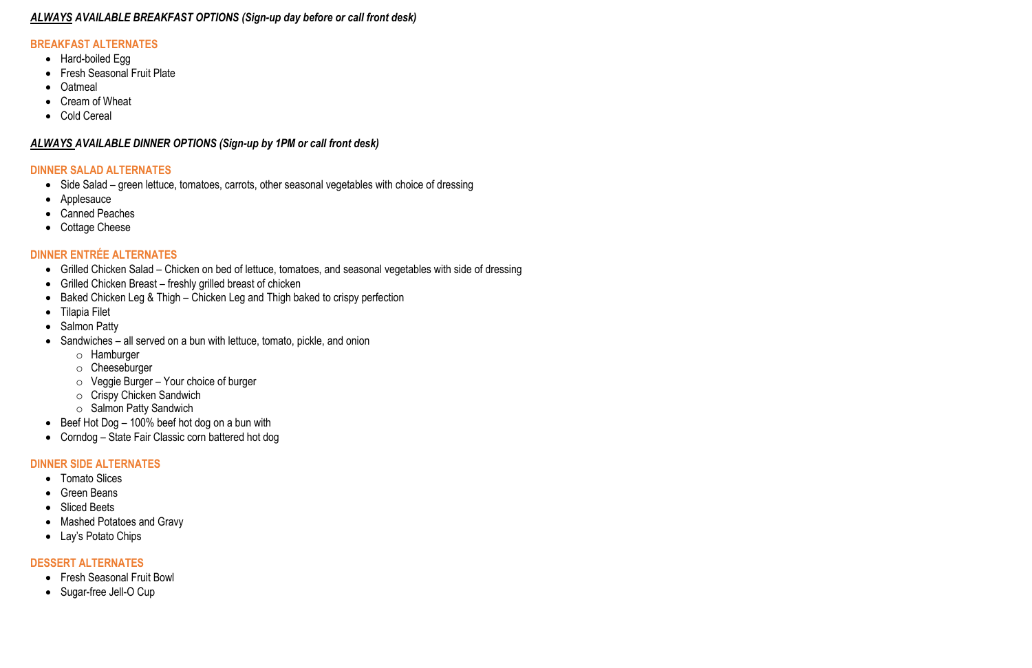***<u>ALWAYS</u> AVAILABLE BREAKFAST OPTIONS (Sign-up day before or call front desk)***

## BREAKFAST ALTERNATES

- Hard-boiled Egg
- Fresh Seasonal Fruit Plate
- Oatmeal
- Cream of Wheat
- Cold Cereal

***<u>ALWAYS</u> AVAILABLE DINNER OPTIONS (Sign-up by 1PM or call front desk)***

## DINNER SALAD ALTERNATES

- Side Salad – green lettuce, tomatoes, carrots, other seasonal vegetables with choice of dressing
- Applesauce
- Canned Peaches
- Cottage Cheese

## DINNER ENTRÉE ALTERNATES

- Grilled Chicken Salad – Chicken on bed of lettuce, tomatoes, and seasonal vegetables with side of dressing
- Grilled Chicken Breast – freshly grilled breast of chicken
- Baked Chicken Leg & Thigh – Chicken Leg and Thigh baked to crispy perfection
- Tilapia Filet
- Salmon Patty
- Sandwiches – all served on a bun with lettuce, tomato, pickle, and onion
  - Hamburger
  - Cheeseburger
  - Veggie Burger – Your choice of burger
  - Crispy Chicken Sandwich
  - Salmon Patty Sandwich
- Beef Hot Dog – 100% beef hot dog on a bun with
- Corndog – State Fair Classic corn battered hot dog

## DINNER SIDE ALTERNATES

- Tomato Slices
- Green Beans
- Sliced Beets
- Mashed Potatoes and Gravy
- Lay's Potato Chips

## DESSERT ALTERNATES

- Fresh Seasonal Fruit Bowl
- Sugar-free Jell-O Cup